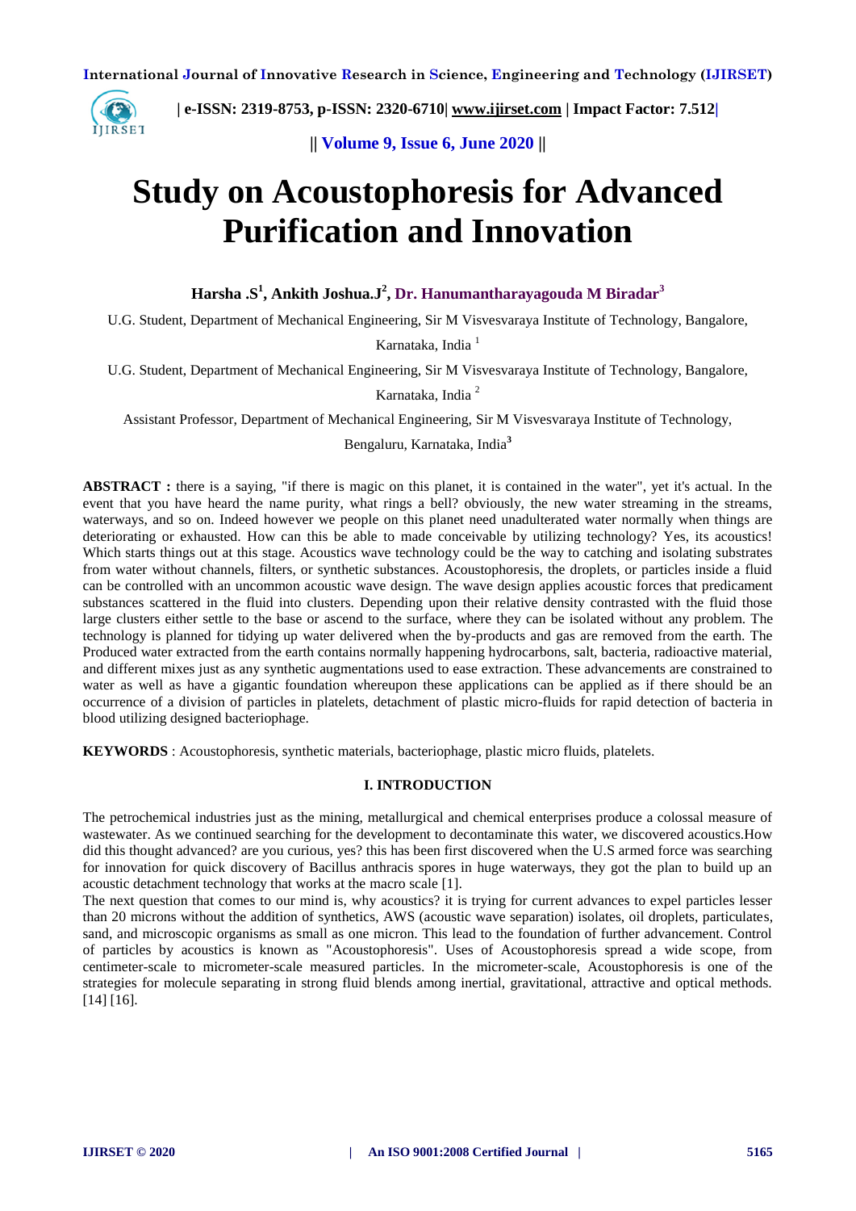# Study on Acoustophoresis for Advanced Purification and Innovation

**Harsha .S[1], Ankith Joshua.J[2], Dr. Hanumantharayagouda M Biradar[3]**

U.G. Student, Department of Mechanical Engineering, Sir M Visvesvaraya Institute of Technology, Bangalore, Karnataka, India [1]

U.G. Student, Department of Mechanical Engineering, Sir M Visvesvaraya Institute of Technology, Bangalore, Karnataka, India [2]

Assistant Professor, Department of Mechanical Engineering, Sir M Visvesvaraya Institute of Technology, Bengaluru, Karnataka, India[3]

**ABSTRACT :** there is a saying, "if there is magic on this planet, it is contained in the water", yet it's actual. In the event that you have heard the name purity, what rings a bell? obviously, the new water streaming in the streams, waterways, and so on. Indeed however we people on this planet need unadulterated water normally when things are deteriorating or exhausted. How can this be able to made conceivable by utilizing technology? Yes, its acoustics! Which starts things out at this stage. Acoustics wave technology could be the way to catching and isolating substrates from water without channels, filters, or synthetic substances. Acoustophoresis, the droplets, or particles inside a fluid can be controlled with an uncommon acoustic wave design. The wave design applies acoustic forces that predicament substances scattered in the fluid into clusters. Depending upon their relative density contrasted with the fluid those large clusters either settle to the base or ascend to the surface, where they can be isolated without any problem. The technology is planned for tidying up water delivered when the by-products and gas are removed from the earth. The Produced water extracted from the earth contains normally happening hydrocarbons, salt, bacteria, radioactive material, and different mixes just as any synthetic augmentations used to ease extraction. These advancements are constrained to water as well as have a gigantic foundation whereupon these applications can be applied as if there should be an occurrence of a division of particles in platelets, detachment of plastic micro-fluids for rapid detection of bacteria in blood utilizing designed bacteriophage.

**KEYWORDS** : Acoustophoresis, synthetic materials, bacteriophage, plastic micro fluids, platelets.

## I. INTRODUCTION

The petrochemical industries just as the mining, metallurgical and chemical enterprises produce a colossal measure of wastewater. As we continued searching for the development to decontaminate this water, we discovered acoustics.How did this thought advanced? are you curious, yes? this has been first discovered when the U.S armed force was searching for innovation for quick discovery of Bacillus anthracis spores in huge waterways, they got the plan to build up an acoustic detachment technology that works at the macro scale [1].

The next question that comes to our mind is, why acoustics? it is trying for current advances to expel particles lesser than 20 microns without the addition of synthetics, AWS (acoustic wave separation) isolates, oil droplets, particulates, sand, and microscopic organisms as small as one micron. This lead to the foundation of further advancement. Control of particles by acoustics is known as "Acoustophoresis". Uses of Acoustophoresis spread a wide scope, from centimeter-scale to micrometer-scale measured particles. In the micrometer-scale, Acoustophoresis is one of the strategies for molecule separating in strong fluid blends among inertial, gravitational, attractive and optical methods. [14] [16].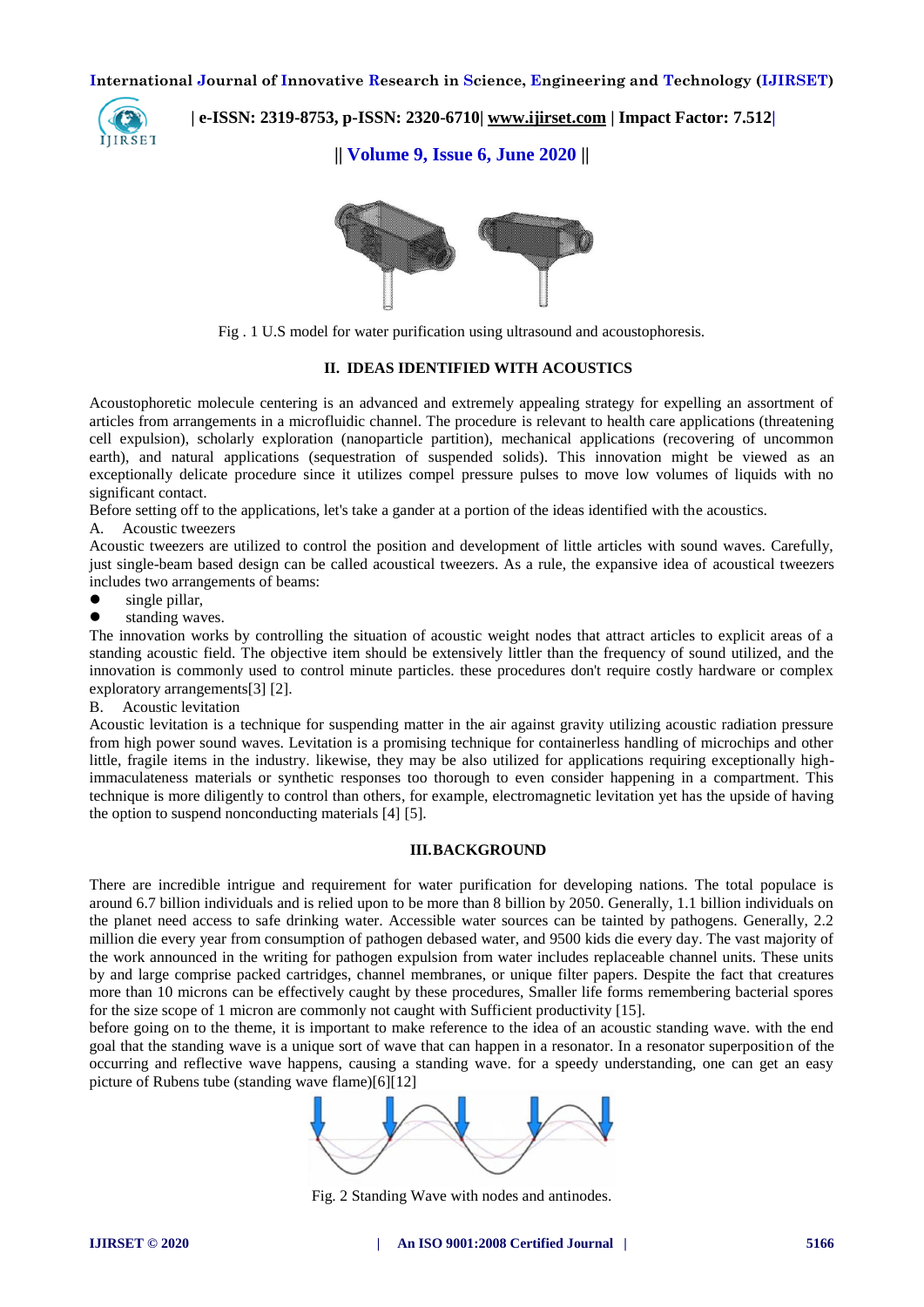Fig . 1 U.S model for water purification using ultrasound and acoustophoresis.

## II. IDEAS IDENTIFIED WITH ACOUSTICS

Acoustophoretic molecule centering is an advanced and extremely appealing strategy for expelling an assortment of articles from arrangements in a microfluidic channel. The procedure is relevant to health care applications (threatening cell expulsion), scholarly exploration (nanoparticle partition), mechanical applications (recovering of uncommon earth), and natural applications (sequestration of suspended solids). This innovation might be viewed as an exceptionally delicate procedure since it utilizes compel pressure pulses to move low volumes of liquids with no significant contact.

Before setting off to the applications, let's take a gander at a portion of the ideas identified with the acoustics.

A. Acoustic tweezers

Acoustic tweezers are utilized to control the position and development of little articles with sound waves. Carefully, just single-beam based design can be called acoustical tweezers. As a rule, the expansive idea of acoustical tweezers includes two arrangements of beams:

- single pillar,
- standing waves.

The innovation works by controlling the situation of acoustic weight nodes that attract articles to explicit areas of a standing acoustic field. The objective item should be extensively littler than the frequency of sound utilized, and the innovation is commonly used to control minute particles. these procedures don't require costly hardware or complex exploratory arrangements[3] [2].

B. Acoustic levitation

Acoustic levitation is a technique for suspending matter in the air against gravity utilizing acoustic radiation pressure from high power sound waves. Levitation is a promising technique for containerless handling of microchips and other little, fragile items in the industry. likewise, they may be also utilized for applications requiring exceptionally high-immaculateness materials or synthetic responses too thorough to even consider happening in a compartment. This technique is more diligently to control than others, for example, electromagnetic levitation yet has the upside of having the option to suspend nonconducting materials [4] [5].

## III. BACKGROUND

There are incredible intrigue and requirement for water purification for developing nations. The total populace is around 6.7 billion individuals and is relied upon to be more than 8 billion by 2050. Generally, 1.1 billion individuals on the planet need access to safe drinking water. Accessible water sources can be tainted by pathogens. Generally, 2.2 million die every year from consumption of pathogen debased water, and 9500 kids die every day. The vast majority of the work announced in the writing for pathogen expulsion from water includes replaceable channel units. These units by and large comprise packed cartridges, channel membranes, or unique filter papers. Despite the fact that creatures more than 10 microns can be effectively caught by these procedures, Smaller life forms remembering bacterial spores for the size scope of 1 micron are commonly not caught with Sufficient productivity [15].

before going on to the theme, it is important to make reference to the idea of an acoustic standing wave. with the end goal that the standing wave is a unique sort of wave that can happen in a resonator. In a resonator superposition of the occurring and reflective wave happens, causing a standing wave. for a speedy understanding, one can get an easy picture of Rubens tube (standing wave flame)[6][12]

Fig. 2 Standing Wave with nodes and antinodes.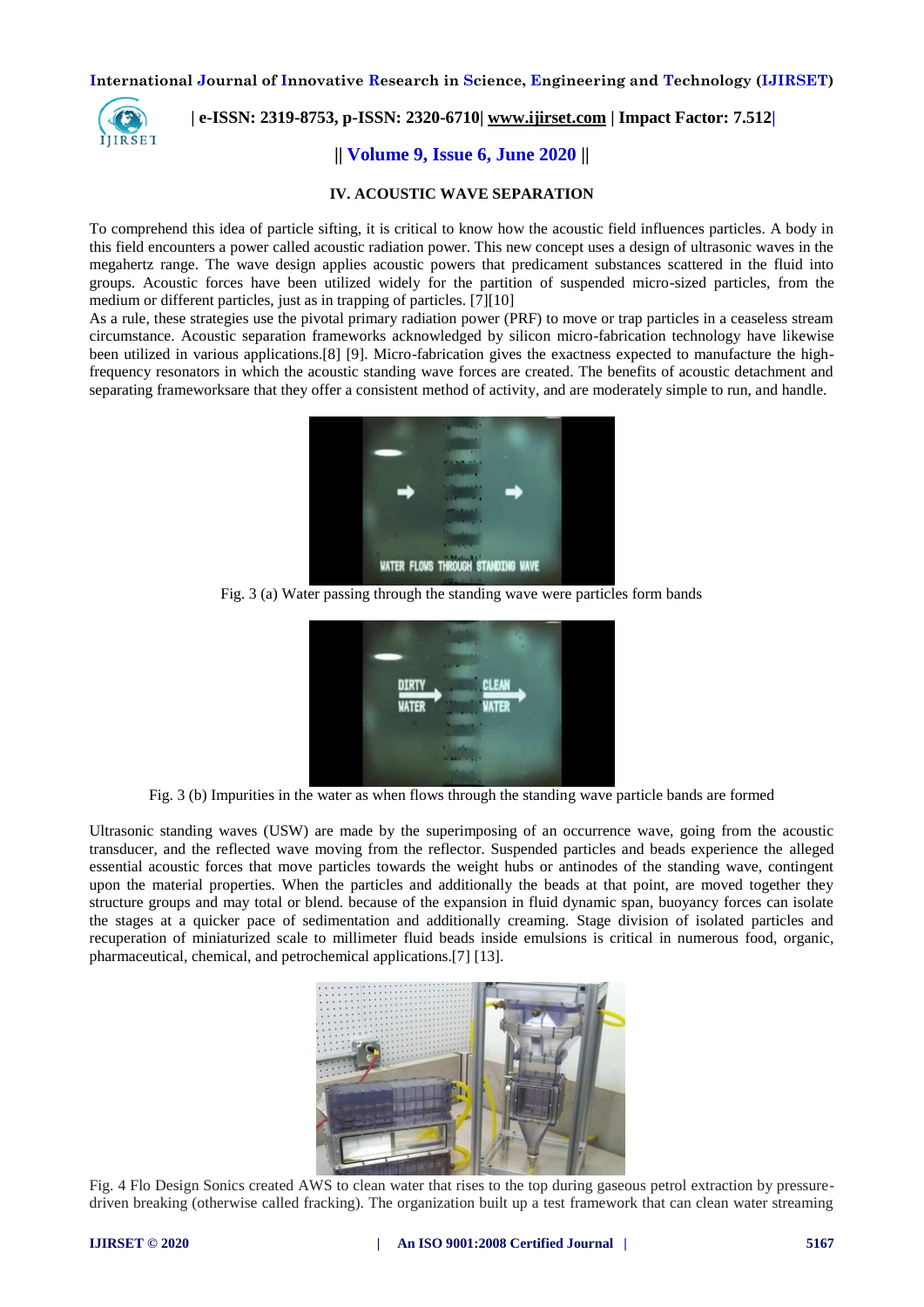## IV. ACOUSTIC WAVE SEPARATION

To comprehend this idea of particle sifting, it is critical to know how the acoustic field influences particles. A body in this field encounters a power called acoustic radiation power. This new concept uses a design of ultrasonic waves in the megahertz range. The wave design applies acoustic powers that predicament substances scattered in the fluid into groups. Acoustic forces have been utilized widely for the partition of suspended micro-sized particles, from the medium or different particles, just as in trapping of particles. [7][10]

As a rule, these strategies use the pivotal primary radiation power (PRF) to move or trap particles in a ceaseless stream circumstance. Acoustic separation frameworks acknowledged by silicon micro-fabrication technology have likewise been utilized in various applications.[8] [9]. Micro-fabrication gives the exactness expected to manufacture the high-frequency resonators in which the acoustic standing wave forces are created. The benefits of acoustic detachment and separating frameworksare that they offer a consistent method of activity, and are moderately simple to run, and handle.

Fig. 3 (a) Water passing through the standing wave were particles form bands

Fig. 3 (b) Impurities in the water as when flows through the standing wave particle bands are formed

Ultrasonic standing waves (USW) are made by the superimposing of an occurrence wave, going from the acoustic transducer, and the reflected wave moving from the reflector. Suspended particles and beads experience the alleged essential acoustic forces that move particles towards the weight hubs or antinodes of the standing wave, contingent upon the material properties. When the particles and additionally the beads at that point, are moved together they structure groups and may total or blend. because of the expansion in fluid dynamic span, buoyancy forces can isolate the stages at a quicker pace of sedimentation and additionally creaming. Stage division of isolated particles and recuperation of miniaturized scale to millimeter fluid beads inside emulsions is critical in numerous food, organic, pharmaceutical, chemical, and petrochemical applications.[7] [13].

Fig. 4 Flo Design Sonics created AWS to clean water that rises to the top during gaseous petrol extraction by pressure-driven breaking (otherwise called fracking). The organization built up a test framework that can clean water streaming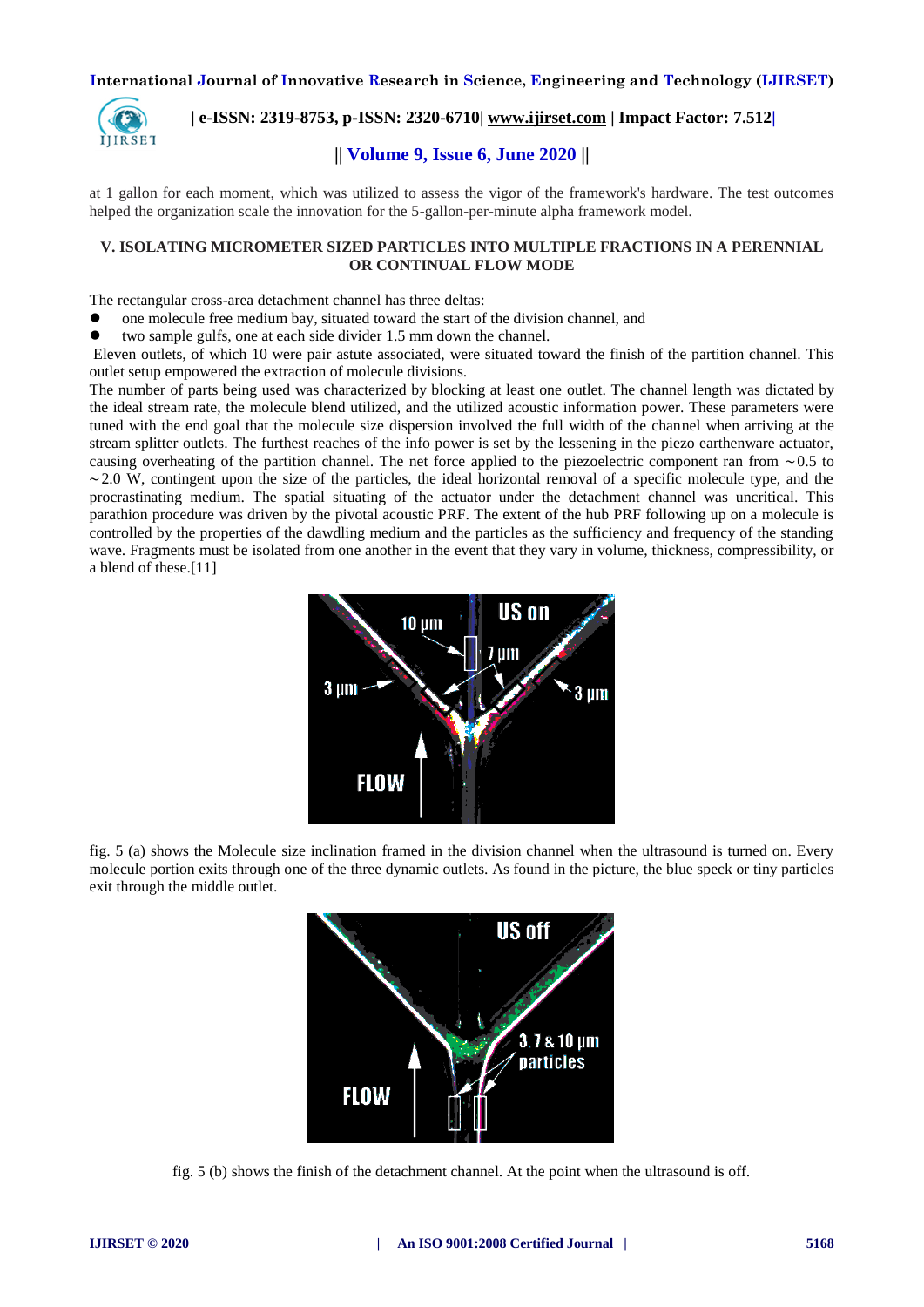at 1 gallon for each moment, which was utilized to assess the vigor of the framework's hardware. The test outcomes helped the organization scale the innovation for the 5-gallon-per-minute alpha framework model.

## V. ISOLATING MICROMETER SIZED PARTICLES INTO MULTIPLE FRACTIONS IN A PERENNIAL OR CONTINUAL FLOW MODE

The rectangular cross-area detachment channel has three deltas:

- one molecule free medium bay, situated toward the start of the division channel, and
- two sample gulfs, one at each side divider 1.5 mm down the channel.

Eleven outlets, of which 10 were pair astute associated, were situated toward the finish of the partition channel. This outlet setup empowered the extraction of molecule divisions.

The number of parts being used was characterized by blocking at least one outlet. The channel length was dictated by the ideal stream rate, the molecule blend utilized, and the utilized acoustic information power. These parameters were tuned with the end goal that the molecule size dispersion involved the full width of the channel when arriving at the stream splitter outlets. The furthest reaches of the info power is set by the lessening in the piezo earthenware actuator, causing overheating of the partition channel. The net force applied to the piezoelectric component ran from ∼0.5 to ∼2.0 W, contingent upon the size of the particles, the ideal horizontal removal of a specific molecule type, and the procrastinating medium. The spatial situating of the actuator under the detachment channel was uncritical. This parathion procedure was driven by the pivotal acoustic PRF. The extent of the hub PRF following up on a molecule is controlled by the properties of the dawdling medium and the particles as the sufficiency and frequency of the standing wave. Fragments must be isolated from one another in the event that they vary in volume, thickness, compressibility, or a blend of these.[11]

fig. 5 (a) shows the Molecule size inclination framed in the division channel when the ultrasound is turned on. Every molecule portion exits through one of the three dynamic outlets. As found in the picture, the blue speck or tiny particles exit through the middle outlet.

fig. 5 (b) shows the finish of the detachment channel. At the point when the ultrasound is off.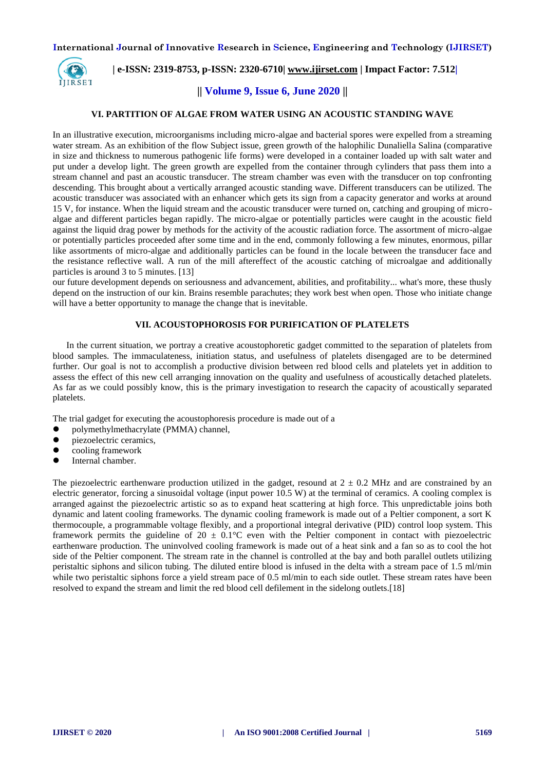## VI. PARTITION OF ALGAE FROM WATER USING AN ACOUSTIC STANDING WAVE

In an illustrative execution, microorganisms including micro-algae and bacterial spores were expelled from a streaming water stream. As an exhibition of the flow Subject issue, green growth of the halophilic Dunaliella Salina (comparative in size and thickness to numerous pathogenic life forms) were developed in a container loaded up with salt water and put under a develop light. The green growth are expelled from the container through cylinders that pass them into a stream channel and past an acoustic transducer. The stream chamber was even with the transducer on top confronting descending. This brought about a vertically arranged acoustic standing wave. Different transducers can be utilized. The acoustic transducer was associated with an enhancer which gets its sign from a capacity generator and works at around 15 V, for instance. When the liquid stream and the acoustic transducer were turned on, catching and grouping of micro-algae and different particles began rapidly. The micro-algae or potentially particles were caught in the acoustic field against the liquid drag power by methods for the activity of the acoustic radiation force. The assortment of micro-algae or potentially particles proceeded after some time and in the end, commonly following a few minutes, enormous, pillar like assortments of micro-algae and additionally particles can be found in the locale between the transducer face and the resistance reflective wall. A run of the mill aftereffect of the acoustic catching of microalgae and additionally particles is around 3 to 5 minutes. [13]

our future development depends on seriousness and advancement, abilities, and profitability... what's more, these thusly depend on the instruction of our kin. Brains resemble parachutes; they work best when open. Those who initiate change will have a better opportunity to manage the change that is inevitable.

## VII. ACOUSTOPHOROSIS FOR PURIFICATION OF PLATELETS

In the current situation, we portray a creative acoustophoretic gadget committed to the separation of platelets from blood samples. The immaculateness, initiation status, and usefulness of platelets disengaged are to be determined further. Our goal is not to accomplish a productive division between red blood cells and platelets yet in addition to assess the effect of this new cell arranging innovation on the quality and usefulness of acoustically detached platelets. As far as we could possibly know, this is the primary investigation to research the capacity of acoustically separated platelets.

The trial gadget for executing the acoustophoresis procedure is made out of a

- polymethylmethacrylate (PMMA) channel,
- piezoelectric ceramics,
- cooling framework
- Internal chamber.

The piezoelectric earthenware production utilized in the gadget, resound at $2 \pm 0.2$ MHz and are constrained by an electric generator, forcing a sinusoidal voltage (input power 10.5 W) at the terminal of ceramics. A cooling complex is arranged against the piezoelectric artistic so as to expand heat scattering at high force. This unpredictable joins both dynamic and latent cooling frameworks. The dynamic cooling framework is made out of a Peltier component, a sort K thermocouple, a programmable voltage flexibly, and a proportional integral derivative (PID) control loop system. This framework permits the guideline of $20 \pm 0.1$°C even with the Peltier component in contact with piezoelectric earthenware production. The uninvolved cooling framework is made out of a heat sink and a fan so as to cool the hot side of the Peltier component. The stream rate in the channel is controlled at the bay and both parallel outlets utilizing peristaltic siphons and silicon tubing. The diluted entire blood is infused in the delta with a stream pace of 1.5 ml/min while two peristaltic siphons force a yield stream pace of 0.5 ml/min to each side outlet. These stream rates have been resolved to expand the stream and limit the red blood cell defilement in the sidelong outlets.[18]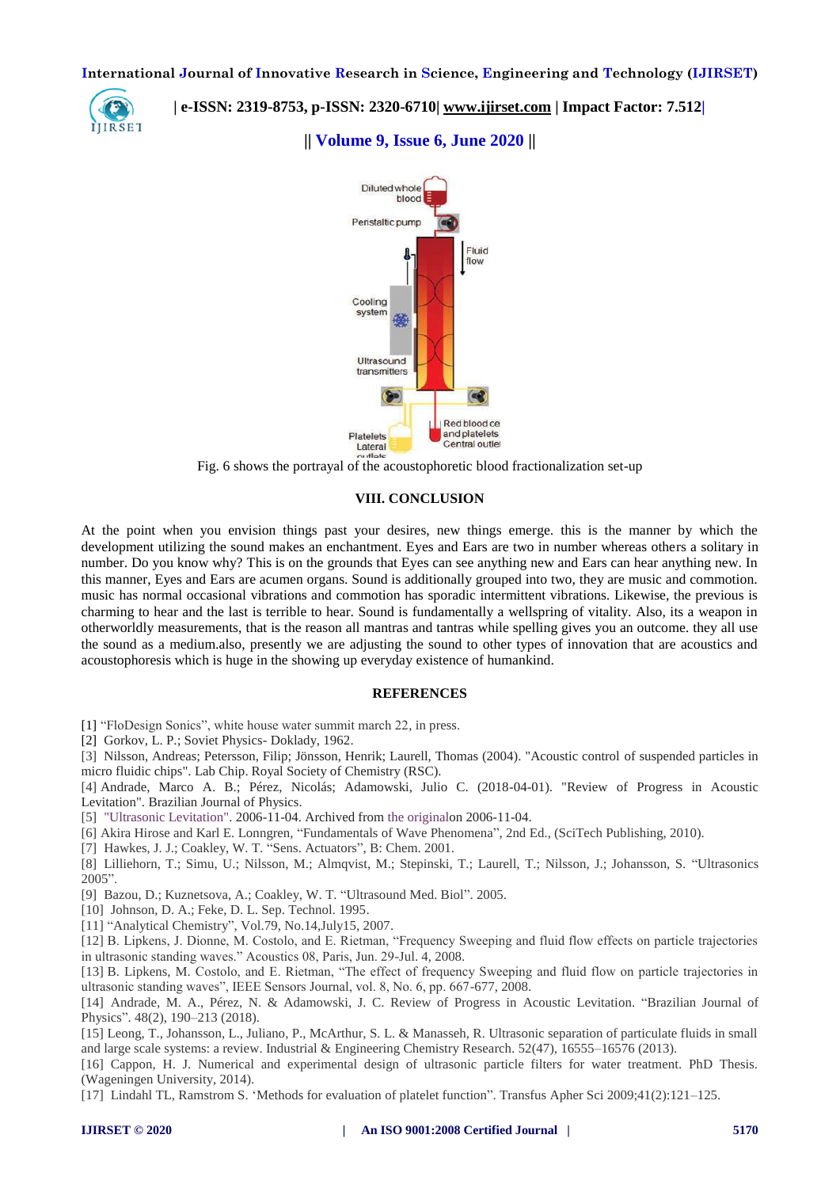Diluted whole blood

Peristaltic pump

Fluid flow

Cooling system

Ultrasound transmitters

Platelets Lateral outlets

Red blood ce and platelets Central outlet

Fig. 6 shows the portrayal of the acoustophoretic blood fractionalization set-up

## VIII. CONCLUSION

At the point when you envision things past your desires, new things emerge. this is the manner by which the development utilizing the sound makes an enchantment. Eyes and Ears are two in number whereas others a solitary in number. Do you know why? This is on the grounds that Eyes can see anything new and Ears can hear anything new. In this manner, Eyes and Ears are acumen organs. Sound is additionally grouped into two, they are music and commotion. music has normal occasional vibrations and commotion has sporadic intermittent vibrations. Likewise, the previous is charming to hear and the last is terrible to hear. Sound is fundamentally a wellspring of vitality. Also, its a weapon in otherworldly measurements, that is the reason all mantras and tantras while spelling gives you an outcome. they all use the sound as a medium.also, presently we are adjusting the sound to other types of innovation that are acoustics and acoustophoresis which is huge in the showing up everyday existence of humankind.

## REFERENCES

[1] "FloDesign Sonics", white house water summit march 22, in press.

[2] Gorkov, L. P.; Soviet Physics- Doklady, 1962.

[3] Nilsson, Andreas; Petersson, Filip; Jönsson, Henrik; Laurell, Thomas (2004). "Acoustic control of suspended particles in micro fluidic chips". Lab Chip. Royal Society of Chemistry (RSC).

[4] Andrade, Marco A. B.; Pérez, Nicolás; Adamowski, Julio C. (2018-04-01). "Review of Progress in Acoustic Levitation". Brazilian Journal of Physics.

[5] "Ultrasonic Levitation". 2006-11-04. Archived from the originalon 2006-11-04.

[6] Akira Hirose and Karl E. Lonngren, "Fundamentals of Wave Phenomena", 2nd Ed., (SciTech Publishing, 2010).

[7] Hawkes, J. J.; Coakley, W. T. "Sens. Actuators", B: Chem. 2001.

[8] Lilliehorn, T.; Simu, U.; Nilsson, M.; Almqvist, M.; Stepinski, T.; Laurell, T.; Nilsson, J.; Johansson, S. "Ultrasonics 2005".

[9] Bazou, D.; Kuznetsova, A.; Coakley, W. T. "Ultrasound Med. Biol". 2005.

[10] Johnson, D. A.; Feke, D. L. Sep. Technol. 1995.

[11] "Analytical Chemistry", Vol.79, No.14,July15, 2007.

[12] B. Lipkens, J. Dionne, M. Costolo, and E. Rietman, "Frequency Sweeping and fluid flow effects on particle trajectories in ultrasonic standing waves." Acoustics 08, Paris, Jun. 29-Jul. 4, 2008.

[13] B. Lipkens, M. Costolo, and E. Rietman, "The effect of frequency Sweeping and fluid flow on particle trajectories in ultrasonic standing waves", IEEE Sensors Journal, vol. 8, No. 6, pp. 667-677, 2008.

[14] Andrade, M. A., Pérez, N. & Adamowski, J. C. Review of Progress in Acoustic Levitation. "Brazilian Journal of Physics." 48(2), 190–213 (2018).

[15] Leong, T., Johansson, L., Juliano, P., McArthur, S. L. & Manasseh, R. Ultrasonic separation of particulate fluids in small and large scale systems: a review. Industrial & Engineering Chemistry Research. 52(47), 16555–16576 (2013).

[16] Cappon, H. J. Numerical and experimental design of ultrasonic particle filters for water treatment. PhD Thesis. (Wageningen University, 2014).

[17] Lindahl TL, Ramstrom S. 'Methods for evaluation of platelet function". Transfus Apher Sci 2009;41(2):121–125.